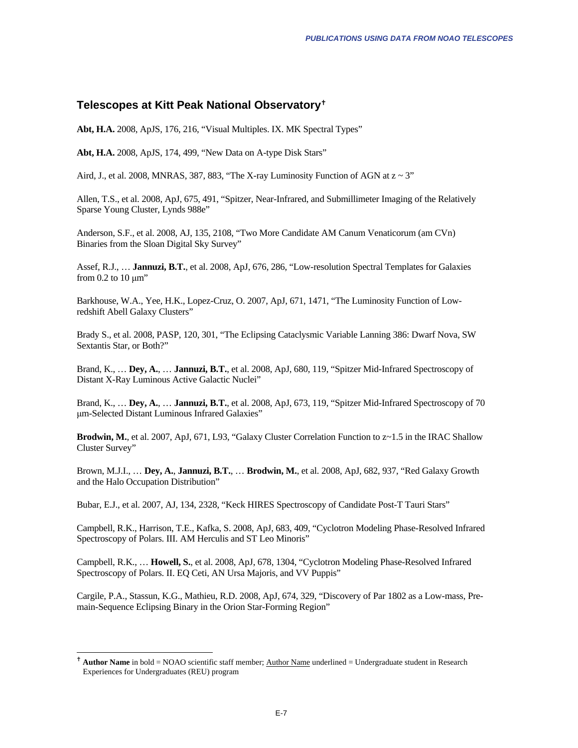## Telescopes at Kitt Peak National Observatory[†]

**Abt, H.A.** 2008, ApJS, 176, 216, "Visual Multiples. IX. MK Spectral Types"

**Abt, H.A.** 2008, ApJS, 174, 499, "New Data on A-type Disk Stars"

Aird, J., et al. 2008, MNRAS, 387, 883, "The X-ray Luminosity Function of AGN at $z \sim 3$"

Allen, T.S., et al. 2008, ApJ, 675, 491, "Spitzer, Near-Infrared, and Submillimeter Imaging of the Relatively Sparse Young Cluster, Lynds 988e"

Anderson, S.F., et al. 2008, AJ, 135, 2108, "Two More Candidate AM Canum Venaticorum (am CVn) Binaries from the Sloan Digital Sky Survey"

Assef, R.J., … **Jannuzi, B.T.**, et al. 2008, ApJ, 676, 286, "Low-resolution Spectral Templates for Galaxies from 0.2 to 10 μm"

Barkhouse, W.A., Yee, H.K., Lopez-Cruz, O. 2007, ApJ, 671, 1471, "The Luminosity Function of Low-redshift Abell Galaxy Clusters"

Brady S., et al. 2008, PASP, 120, 301, "The Eclipsing Cataclysmic Variable Lanning 386: Dwarf Nova, SW Sextantis Star, or Both?"

Brand, K., … **Dey, A.**, … **Jannuzi, B.T.**, et al. 2008, ApJ, 680, 119, "Spitzer Mid-Infrared Spectroscopy of Distant X-Ray Luminous Active Galactic Nuclei"

Brand, K., … **Dey, A.**, … **Jannuzi, B.T.**, et al. 2008, ApJ, 673, 119, "Spitzer Mid-Infrared Spectroscopy of 70 μm-Selected Distant Luminous Infrared Galaxies"

**Brodwin, M.**, et al. 2007, ApJ, 671, L93, "Galaxy Cluster Correlation Function to $z \sim 1.5$ in the IRAC Shallow Cluster Survey"

Brown, M.J.I., … **Dey, A.**, **Jannuzi, B.T.**, … **Brodwin, M.**, et al. 2008, ApJ, 682, 937, "Red Galaxy Growth and the Halo Occupation Distribution"

Bubar, E.J., et al. 2007, AJ, 134, 2328, "Keck HIRES Spectroscopy of Candidate Post-T Tauri Stars"

Campbell, R.K., Harrison, T.E., Kafka, S. 2008, ApJ, 683, 409, "Cyclotron Modeling Phase-Resolved Infrared Spectroscopy of Polars. III. AM Herculis and ST Leo Minoris"

Campbell, R.K., … **Howell, S.**, et al. 2008, ApJ, 678, 1304, "Cyclotron Modeling Phase-Resolved Infrared Spectroscopy of Polars. II. EQ Ceti, AN Ursa Majoris, and VV Puppis"

Cargile, P.A., Stassun, K.G., Mathieu, R.D. 2008, ApJ, 674, 329, "Discovery of Par 1802 as a Low-mass, Pre-main-Sequence Eclipsing Binary in the Orion Star-Forming Region"

---

[†] **Author Name** in bold = NOAO scientific staff member; <u>Author Name</u> underlined = Undergraduate student in Research Experiences for Undergraduates (REU) program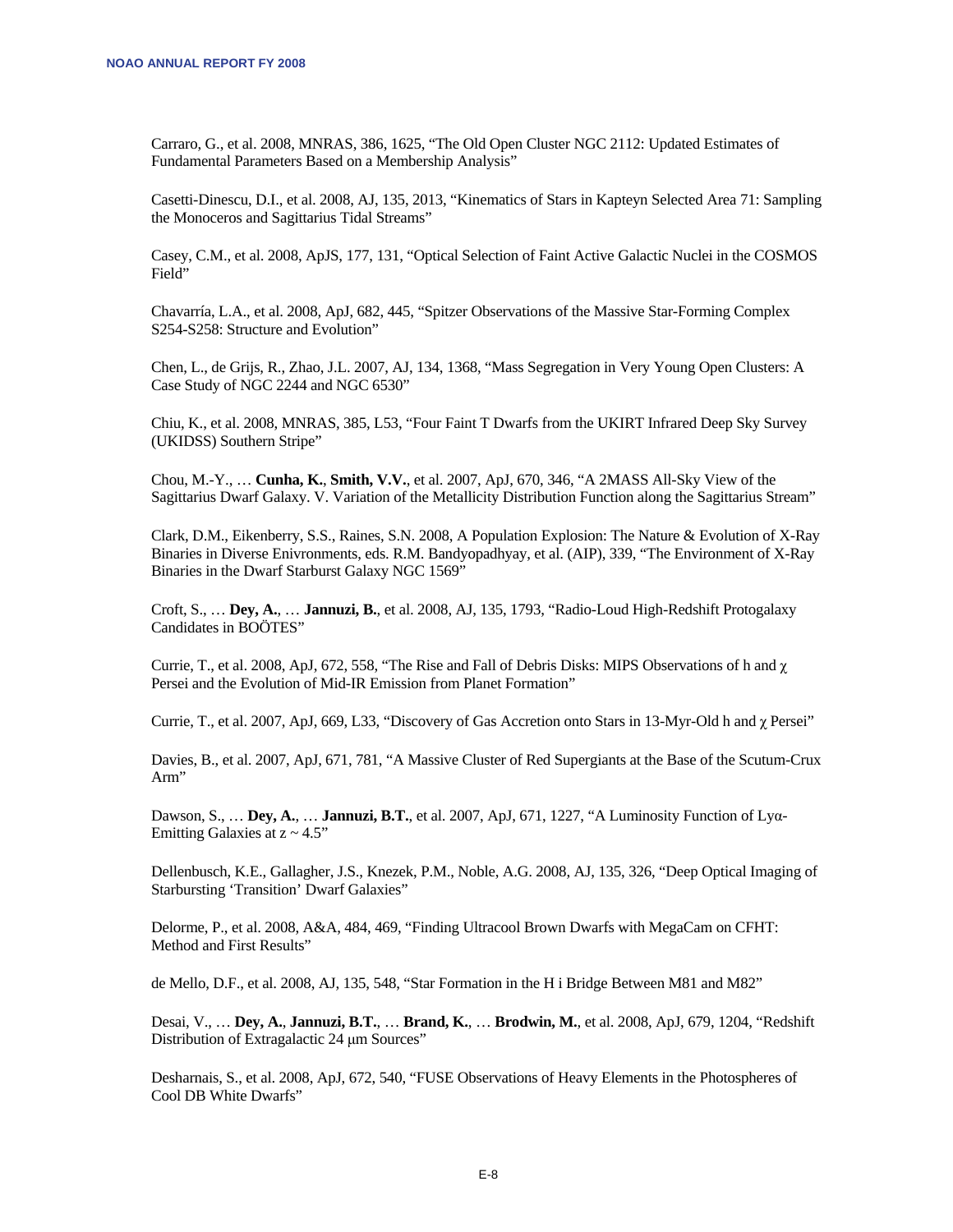Carraro, G., et al. 2008, MNRAS, 386, 1625, "The Old Open Cluster NGC 2112: Updated Estimates of Fundamental Parameters Based on a Membership Analysis"

Casetti-Dinescu, D.I., et al. 2008, AJ, 135, 2013, "Kinematics of Stars in Kapteyn Selected Area 71: Sampling the Monoceros and Sagittarius Tidal Streams"

Casey, C.M., et al. 2008, ApJS, 177, 131, "Optical Selection of Faint Active Galactic Nuclei in the COSMOS Field"

Chavarría, L.A., et al. 2008, ApJ, 682, 445, "Spitzer Observations of the Massive Star-Forming Complex S254-S258: Structure and Evolution"

Chen, L., de Grijs, R., Zhao, J.L. 2007, AJ, 134, 1368, "Mass Segregation in Very Young Open Clusters: A Case Study of NGC 2244 and NGC 6530"

Chiu, K., et al. 2008, MNRAS, 385, L53, "Four Faint T Dwarfs from the UKIRT Infrared Deep Sky Survey (UKIDSS) Southern Stripe"

Chou, M.-Y., … **Cunha, K.**, **Smith, V.V.**, et al. 2007, ApJ, 670, 346, "A 2MASS All-Sky View of the Sagittarius Dwarf Galaxy. V. Variation of the Metallicity Distribution Function along the Sagittarius Stream"

Clark, D.M., Eikenberry, S.S., Raines, S.N. 2008, A Population Explosion: The Nature & Evolution of X-Ray Binaries in Diverse Enivronments, eds. R.M. Bandyopadhyay, et al. (AIP), 339, "The Environment of X-Ray Binaries in the Dwarf Starburst Galaxy NGC 1569"

Croft, S., … **Dey, A.**, … **Jannuzi, B.**, et al. 2008, AJ, 135, 1793, "Radio-Loud High-Redshift Protogalaxy Candidates in BOÖTES"

Currie, T., et al. 2008, ApJ, 672, 558, "The Rise and Fall of Debris Disks: MIPS Observations of h and $\chi$ Persei and the Evolution of Mid-IR Emission from Planet Formation"

Currie, T., et al. 2007, ApJ, 669, L33, "Discovery of Gas Accretion onto Stars in 13-Myr-Old h and $\chi$ Persei"

Davies, B., et al. 2007, ApJ, 671, 781, "A Massive Cluster of Red Supergiants at the Base of the Scutum-Crux Arm"

Dawson, S., … **Dey, A.**, … **Jannuzi, B.T.**, et al. 2007, ApJ, 671, 1227, "A Luminosity Function of Lyα-Emitting Galaxies at $z \sim 4.5$"

Dellenbusch, K.E., Gallagher, J.S., Knezek, P.M., Noble, A.G. 2008, AJ, 135, 326, "Deep Optical Imaging of Starbursting 'Transition' Dwarf Galaxies"

Delorme, P., et al. 2008, A&A, 484, 469, "Finding Ultracool Brown Dwarfs with MegaCam on CFHT: Method and First Results"

de Mello, D.F., et al. 2008, AJ, 135, 548, "Star Formation in the H i Bridge Between M81 and M82"

Desai, V., … **Dey, A.**, **Jannuzi, B.T.**, … **Brand, K.**, … **Brodwin, M.**, et al. 2008, ApJ, 679, 1204, "Redshift Distribution of Extragalactic 24 μm Sources"

Desharnais, S., et al. 2008, ApJ, 672, 540, "FUSE Observations of Heavy Elements in the Photospheres of Cool DB White Dwarfs"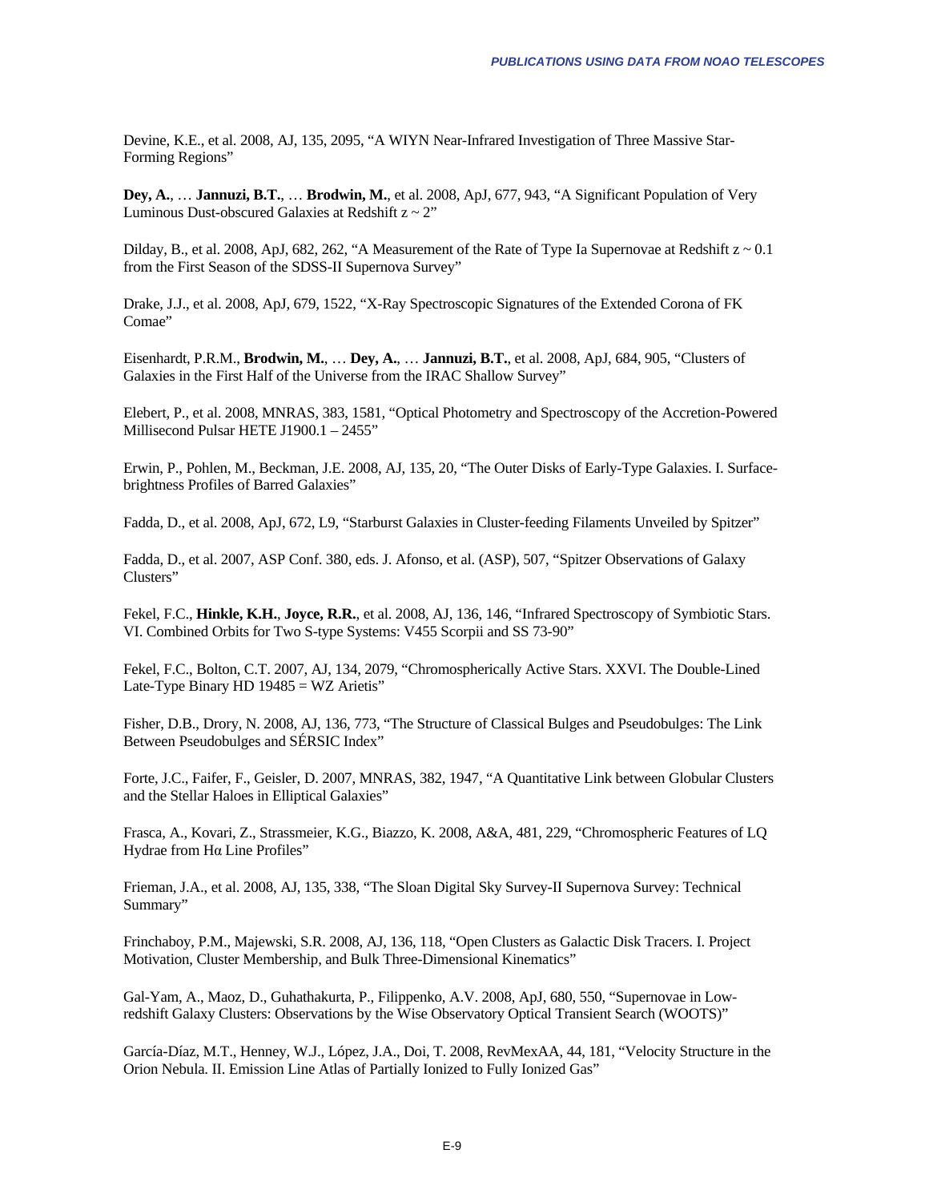Devine, K.E., et al. 2008, AJ, 135, 2095, "A WIYN Near-Infrared Investigation of Three Massive Star-Forming Regions"

**Dey, A.**, … **Jannuzi, B.T.**, … **Brodwin, M.**, et al. 2008, ApJ, 677, 943, "A Significant Population of Very Luminous Dust-obscured Galaxies at Redshift $z \sim 2$"

Dilday, B., et al. 2008, ApJ, 682, 262, "A Measurement of the Rate of Type Ia Supernovae at Redshift $z \sim 0.1$ from the First Season of the SDSS-II Supernova Survey"

Drake, J.J., et al. 2008, ApJ, 679, 1522, "X-Ray Spectroscopic Signatures of the Extended Corona of FK Comae"

Eisenhardt, P.R.M., **Brodwin, M.**, … **Dey, A.**, … **Jannuzi, B.T.**, et al. 2008, ApJ, 684, 905, "Clusters of Galaxies in the First Half of the Universe from the IRAC Shallow Survey"

Elebert, P., et al. 2008, MNRAS, 383, 1581, "Optical Photometry and Spectroscopy of the Accretion-Powered Millisecond Pulsar HETE J1900.1 – 2455"

Erwin, P., Pohlen, M., Beckman, J.E. 2008, AJ, 135, 20, "The Outer Disks of Early-Type Galaxies. I. Surface-brightness Profiles of Barred Galaxies"

Fadda, D., et al. 2008, ApJ, 672, L9, "Starburst Galaxies in Cluster-feeding Filaments Unveiled by Spitzer"

Fadda, D., et al. 2007, ASP Conf. 380, eds. J. Afonso, et al. (ASP), 507, "Spitzer Observations of Galaxy Clusters"

Fekel, F.C., **Hinkle, K.H.**, **Joyce, R.R.**, et al. 2008, AJ, 136, 146, "Infrared Spectroscopy of Symbiotic Stars. VI. Combined Orbits for Two S-type Systems: V455 Scorpii and SS 73-90"

Fekel, F.C., Bolton, C.T. 2007, AJ, 134, 2079, "Chromospherically Active Stars. XXVI. The Double-Lined Late-Type Binary HD 19485 = WZ Arietis"

Fisher, D.B., Drory, N. 2008, AJ, 136, 773, "The Structure of Classical Bulges and Pseudobulges: The Link Between Pseudobulges and SÉRSIC Index"

Forte, J.C., Faifer, F., Geisler, D. 2007, MNRAS, 382, 1947, "A Quantitative Link between Globular Clusters and the Stellar Haloes in Elliptical Galaxies"

Frasca, A., Kovari, Z., Strassmeier, K.G., Biazzo, K. 2008, A&A, 481, 229, "Chromospheric Features of LQ Hydrae from Hα Line Profiles"

Frieman, J.A., et al. 2008, AJ, 135, 338, "The Sloan Digital Sky Survey-II Supernova Survey: Technical Summary"

Frinchaboy, P.M., Majewski, S.R. 2008, AJ, 136, 118, "Open Clusters as Galactic Disk Tracers. I. Project Motivation, Cluster Membership, and Bulk Three-Dimensional Kinematics"

Gal-Yam, A., Maoz, D., Guhathakurta, P., Filippenko, A.V. 2008, ApJ, 680, 550, "Supernovae in Low-redshift Galaxy Clusters: Observations by the Wise Observatory Optical Transient Search (WOOTS)"

García-Díaz, M.T., Henney, W.J., López, J.A., Doi, T. 2008, RevMexAA, 44, 181, "Velocity Structure in the Orion Nebula. II. Emission Line Atlas of Partially Ionized to Fully Ionized Gas"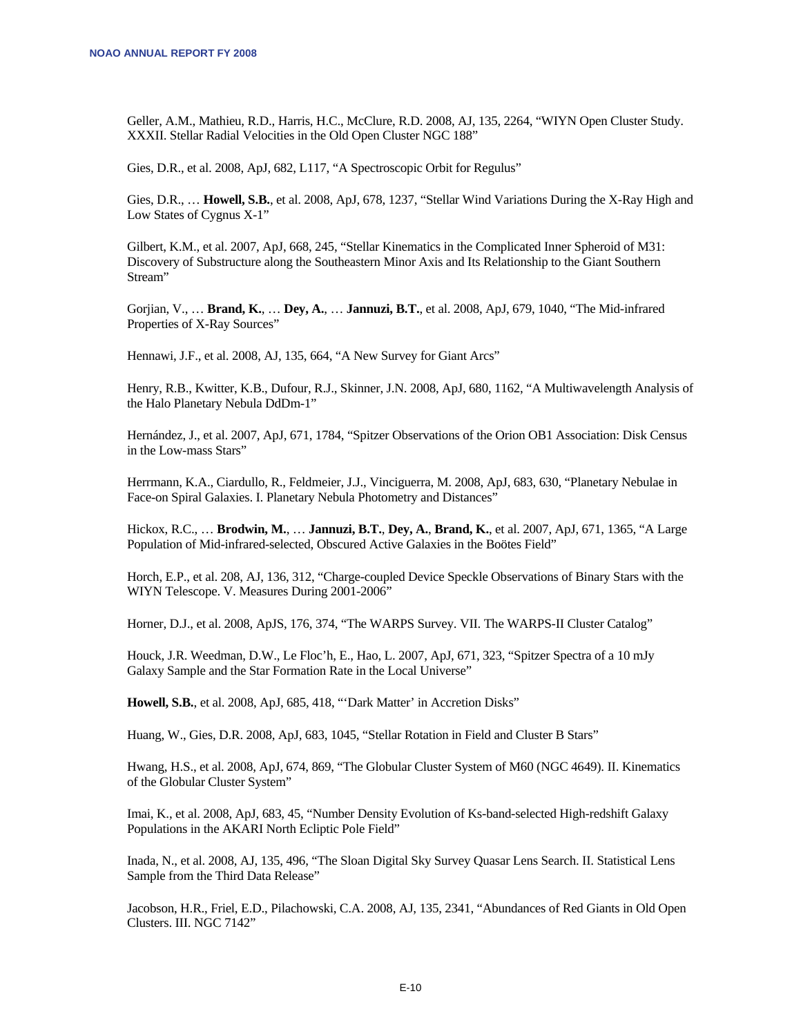Geller, A.M., Mathieu, R.D., Harris, H.C., McClure, R.D. 2008, AJ, 135, 2264, "WIYN Open Cluster Study. XXXII. Stellar Radial Velocities in the Old Open Cluster NGC 188"

Gies, D.R., et al. 2008, ApJ, 682, L117, "A Spectroscopic Orbit for Regulus"

Gies, D.R., … **Howell, S.B.**, et al. 2008, ApJ, 678, 1237, "Stellar Wind Variations During the X-Ray High and Low States of Cygnus X-1"

Gilbert, K.M., et al. 2007, ApJ, 668, 245, "Stellar Kinematics in the Complicated Inner Spheroid of M31: Discovery of Substructure along the Southeastern Minor Axis and Its Relationship to the Giant Southern Stream"

Gorjian, V., … **Brand, K.**, … **Dey, A.**, … **Jannuzi, B.T.**, et al. 2008, ApJ, 679, 1040, "The Mid-infrared Properties of X-Ray Sources"

Hennawi, J.F., et al. 2008, AJ, 135, 664, "A New Survey for Giant Arcs"

Henry, R.B., Kwitter, K.B., Dufour, R.J., Skinner, J.N. 2008, ApJ, 680, 1162, "A Multiwavelength Analysis of the Halo Planetary Nebula DdDm-1"

Hernández, J., et al. 2007, ApJ, 671, 1784, "Spitzer Observations of the Orion OB1 Association: Disk Census in the Low-mass Stars"

Herrmann, K.A., Ciardullo, R., Feldmeier, J.J., Vinciguerra, M. 2008, ApJ, 683, 630, "Planetary Nebulae in Face-on Spiral Galaxies. I. Planetary Nebula Photometry and Distances"

Hickox, R.C., … **Brodwin, M.**, … **Jannuzi, B.T.**, **Dey, A.**, **Brand, K.**, et al. 2007, ApJ, 671, 1365, "A Large Population of Mid-infrared-selected, Obscured Active Galaxies in the Boötes Field"

Horch, E.P., et al. 208, AJ, 136, 312, "Charge-coupled Device Speckle Observations of Binary Stars with the WIYN Telescope. V. Measures During 2001-2006"

Horner, D.J., et al. 2008, ApJS, 176, 374, "The WARPS Survey. VII. The WARPS-II Cluster Catalog"

Houck, J.R. Weedman, D.W., Le Floc'h, E., Hao, L. 2007, ApJ, 671, 323, "Spitzer Spectra of a 10 mJy Galaxy Sample and the Star Formation Rate in the Local Universe"

**Howell, S.B.**, et al. 2008, ApJ, 685, 418, "'Dark Matter' in Accretion Disks"

Huang, W., Gies, D.R. 2008, ApJ, 683, 1045, "Stellar Rotation in Field and Cluster B Stars"

Hwang, H.S., et al. 2008, ApJ, 674, 869, "The Globular Cluster System of M60 (NGC 4649). II. Kinematics of the Globular Cluster System"

Imai, K., et al. 2008, ApJ, 683, 45, "Number Density Evolution of Ks-band-selected High-redshift Galaxy Populations in the AKARI North Ecliptic Pole Field"

Inada, N., et al. 2008, AJ, 135, 496, "The Sloan Digital Sky Survey Quasar Lens Search. II. Statistical Lens Sample from the Third Data Release"

Jacobson, H.R., Friel, E.D., Pilachowski, C.A. 2008, AJ, 135, 2341, "Abundances of Red Giants in Old Open Clusters. III. NGC 7142"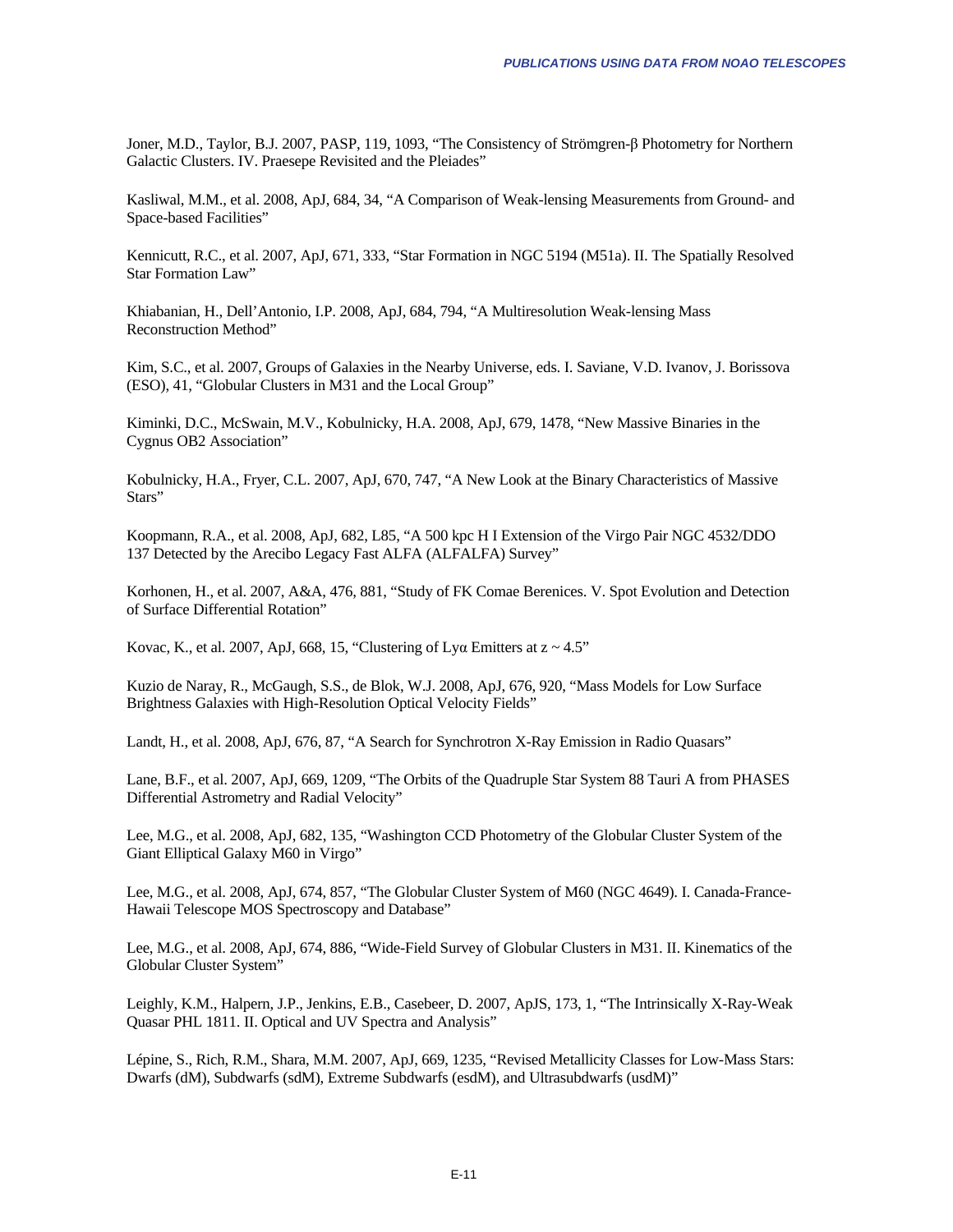Joner, M.D., Taylor, B.J. 2007, PASP, 119, 1093, "The Consistency of Strömgren-β Photometry for Northern Galactic Clusters. IV. Praesepe Revisited and the Pleiades"

Kasliwal, M.M., et al. 2008, ApJ, 684, 34, "A Comparison of Weak-lensing Measurements from Ground- and Space-based Facilities"

Kennicutt, R.C., et al. 2007, ApJ, 671, 333, "Star Formation in NGC 5194 (M51a). II. The Spatially Resolved Star Formation Law"

Khiabanian, H., Dell'Antonio, I.P. 2008, ApJ, 684, 794, "A Multiresolution Weak-lensing Mass Reconstruction Method"

Kim, S.C., et al. 2007, Groups of Galaxies in the Nearby Universe, eds. I. Saviane, V.D. Ivanov, J. Borissova (ESO), 41, "Globular Clusters in M31 and the Local Group"

Kiminki, D.C., McSwain, M.V., Kobulnicky, H.A. 2008, ApJ, 679, 1478, "New Massive Binaries in the Cygnus OB2 Association"

Kobulnicky, H.A., Fryer, C.L. 2007, ApJ, 670, 747, "A New Look at the Binary Characteristics of Massive Stars"

Koopmann, R.A., et al. 2008, ApJ, 682, L85, "A 500 kpc H I Extension of the Virgo Pair NGC 4532/DDO 137 Detected by the Arecibo Legacy Fast ALFA (ALFALFA) Survey"

Korhonen, H., et al. 2007, A&A, 476, 881, "Study of FK Comae Berenices. V. Spot Evolution and Detection of Surface Differential Rotation"

Kovac, K., et al. 2007, ApJ, 668, 15, "Clustering of Lyα Emitters at z ~ 4.5"

Kuzio de Naray, R., McGaugh, S.S., de Blok, W.J. 2008, ApJ, 676, 920, "Mass Models for Low Surface Brightness Galaxies with High-Resolution Optical Velocity Fields"

Landt, H., et al. 2008, ApJ, 676, 87, "A Search for Synchrotron X-Ray Emission in Radio Quasars"

Lane, B.F., et al. 2007, ApJ, 669, 1209, "The Orbits of the Quadruple Star System 88 Tauri A from PHASES Differential Astrometry and Radial Velocity"

Lee, M.G., et al. 2008, ApJ, 682, 135, "Washington CCD Photometry of the Globular Cluster System of the Giant Elliptical Galaxy M60 in Virgo"

Lee, M.G., et al. 2008, ApJ, 674, 857, "The Globular Cluster System of M60 (NGC 4649). I. Canada-France-Hawaii Telescope MOS Spectroscopy and Database"

Lee, M.G., et al. 2008, ApJ, 674, 886, "Wide-Field Survey of Globular Clusters in M31. II. Kinematics of the Globular Cluster System"

Leighly, K.M., Halpern, J.P., Jenkins, E.B., Casebeer, D. 2007, ApJS, 173, 1, "The Intrinsically X-Ray-Weak Quasar PHL 1811. II. Optical and UV Spectra and Analysis"

Lépine, S., Rich, R.M., Shara, M.M. 2007, ApJ, 669, 1235, "Revised Metallicity Classes for Low-Mass Stars: Dwarfs (dM), Subdwarfs (sdM), Extreme Subdwarfs (esdM), and Ultrasubdwarfs (usdM)"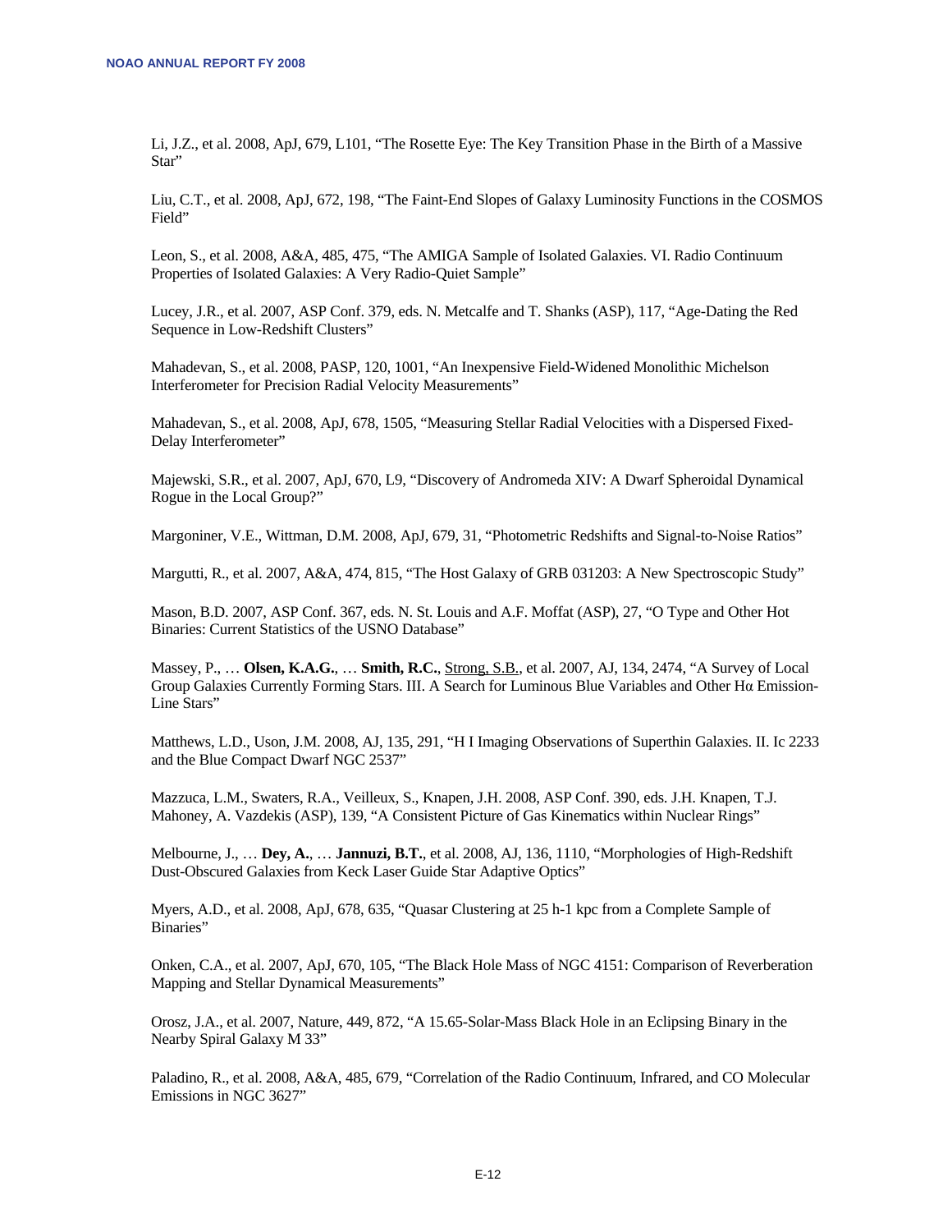Li, J.Z., et al. 2008, ApJ, 679, L101, "The Rosette Eye: The Key Transition Phase in the Birth of a Massive Star"

Liu, C.T., et al. 2008, ApJ, 672, 198, "The Faint-End Slopes of Galaxy Luminosity Functions in the COSMOS Field"

Leon, S., et al. 2008, A&A, 485, 475, "The AMIGA Sample of Isolated Galaxies. VI. Radio Continuum Properties of Isolated Galaxies: A Very Radio-Quiet Sample"

Lucey, J.R., et al. 2007, ASP Conf. 379, eds. N. Metcalfe and T. Shanks (ASP), 117, "Age-Dating the Red Sequence in Low-Redshift Clusters"

Mahadevan, S., et al. 2008, PASP, 120, 1001, "An Inexpensive Field-Widened Monolithic Michelson Interferometer for Precision Radial Velocity Measurements"

Mahadevan, S., et al. 2008, ApJ, 678, 1505, "Measuring Stellar Radial Velocities with a Dispersed Fixed-Delay Interferometer"

Majewski, S.R., et al. 2007, ApJ, 670, L9, "Discovery of Andromeda XIV: A Dwarf Spheroidal Dynamical Rogue in the Local Group?"

Margoniner, V.E., Wittman, D.M. 2008, ApJ, 679, 31, "Photometric Redshifts and Signal-to-Noise Ratios"

Margutti, R., et al. 2007, A&A, 474, 815, "The Host Galaxy of GRB 031203: A New Spectroscopic Study"

Mason, B.D. 2007, ASP Conf. 367, eds. N. St. Louis and A.F. Moffat (ASP), 27, "O Type and Other Hot Binaries: Current Statistics of the USNO Database"

Massey, P., … **Olsen, K.A.G.**, … **Smith, R.C.**, Strong, S.B., et al. 2007, AJ, 134, 2474, "A Survey of Local Group Galaxies Currently Forming Stars. III. A Search for Luminous Blue Variables and Other Hα Emission-Line Stars"

Matthews, L.D., Uson, J.M. 2008, AJ, 135, 291, "H I Imaging Observations of Superthin Galaxies. II. Ic 2233 and the Blue Compact Dwarf NGC 2537"

Mazzuca, L.M., Swaters, R.A., Veilleux, S., Knapen, J.H. 2008, ASP Conf. 390, eds. J.H. Knapen, T.J. Mahoney, A. Vazdekis (ASP), 139, "A Consistent Picture of Gas Kinematics within Nuclear Rings"

Melbourne, J., … **Dey, A.**, … **Jannuzi, B.T.**, et al. 2008, AJ, 136, 1110, "Morphologies of High-Redshift Dust-Obscured Galaxies from Keck Laser Guide Star Adaptive Optics"

Myers, A.D., et al. 2008, ApJ, 678, 635, "Quasar Clustering at 25 h-1 kpc from a Complete Sample of Binaries"

Onken, C.A., et al. 2007, ApJ, 670, 105, "The Black Hole Mass of NGC 4151: Comparison of Reverberation Mapping and Stellar Dynamical Measurements"

Orosz, J.A., et al. 2007, Nature, 449, 872, "A 15.65-Solar-Mass Black Hole in an Eclipsing Binary in the Nearby Spiral Galaxy M 33"

Paladino, R., et al. 2008, A&A, 485, 679, "Correlation of the Radio Continuum, Infrared, and CO Molecular Emissions in NGC 3627"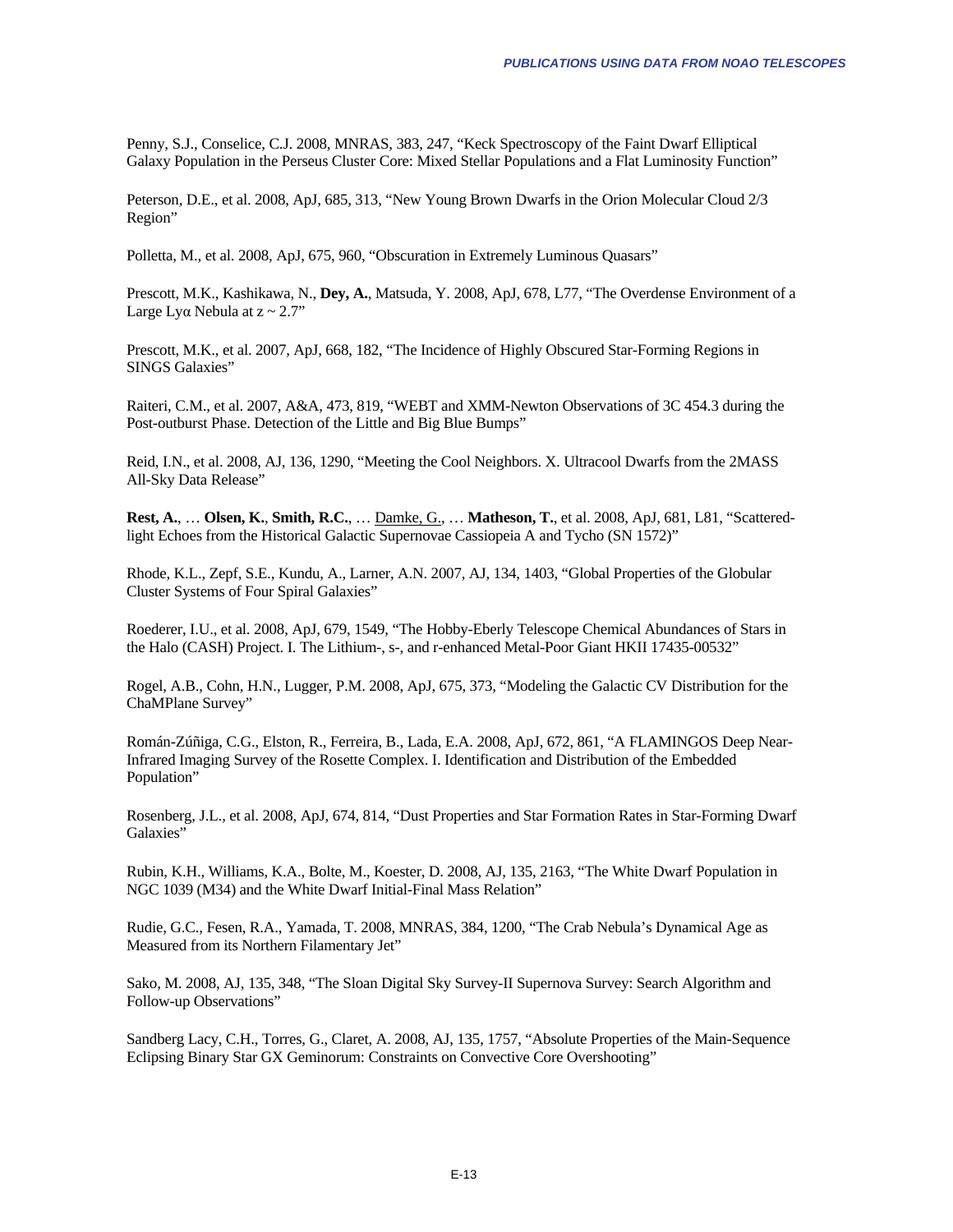Penny, S.J., Conselice, C.J. 2008, MNRAS, 383, 247, “Keck Spectroscopy of the Faint Dwarf Elliptical Galaxy Population in the Perseus Cluster Core: Mixed Stellar Populations and a Flat Luminosity Function”

Peterson, D.E., et al. 2008, ApJ, 685, 313, “New Young Brown Dwarfs in the Orion Molecular Cloud 2/3 Region”

Polletta, M., et al. 2008, ApJ, 675, 960, “Obscuration in Extremely Luminous Quasars”

Prescott, M.K., Kashikawa, N., **Dey, A.**, Matsuda, Y. 2008, ApJ, 678, L77, “The Overdense Environment of a Large Lyα Nebula at $z \sim 2.7$”

Prescott, M.K., et al. 2007, ApJ, 668, 182, “The Incidence of Highly Obscured Star-Forming Regions in SINGS Galaxies”

Raiteri, C.M., et al. 2007, A&A, 473, 819, “WEBT and XMM-Newton Observations of 3C 454.3 during the Post-outburst Phase. Detection of the Little and Big Blue Bumps”

Reid, I.N., et al. 2008, AJ, 136, 1290, “Meeting the Cool Neighbors. X. Ultracool Dwarfs from the 2MASS All-Sky Data Release”

**Rest, A.**, … **Olsen, K.**, **Smith, R.C.**, … <u>Damke, G.</u>, … **Matheson, T.**, et al. 2008, ApJ, 681, L81, “Scattered-light Echoes from the Historical Galactic Supernovae Cassiopeia A and Tycho (SN 1572)”

Rhode, K.L., Zepf, S.E., Kundu, A., Larner, A.N. 2007, AJ, 134, 1403, “Global Properties of the Globular Cluster Systems of Four Spiral Galaxies”

Roederer, I.U., et al. 2008, ApJ, 679, 1549, “The Hobby-Eberly Telescope Chemical Abundances of Stars in the Halo (CASH) Project. I. The Lithium-, s-, and r-enhanced Metal-Poor Giant HKII 17435-00532”

Rogel, A.B., Cohn, H.N., Lugger, P.M. 2008, ApJ, 675, 373, “Modeling the Galactic CV Distribution for the ChaMPlane Survey”

Román-Zúñiga, C.G., Elston, R., Ferreira, B., Lada, E.A. 2008, ApJ, 672, 861, “A FLAMINGOS Deep Near-Infrared Imaging Survey of the Rosette Complex. I. Identification and Distribution of the Embedded Population”

Rosenberg, J.L., et al. 2008, ApJ, 674, 814, “Dust Properties and Star Formation Rates in Star-Forming Dwarf Galaxies”

Rubin, K.H., Williams, K.A., Bolte, M., Koester, D. 2008, AJ, 135, 2163, “The White Dwarf Population in NGC 1039 (M34) and the White Dwarf Initial-Final Mass Relation”

Rudie, G.C., Fesen, R.A., Yamada, T. 2008, MNRAS, 384, 1200, “The Crab Nebula’s Dynamical Age as Measured from its Northern Filamentary Jet”

Sako, M. 2008, AJ, 135, 348, “The Sloan Digital Sky Survey-II Supernova Survey: Search Algorithm and Follow-up Observations”

Sandberg Lacy, C.H., Torres, G., Claret, A. 2008, AJ, 135, 1757, “Absolute Properties of the Main-Sequence Eclipsing Binary Star GX Geminorum: Constraints on Convective Core Overshooting”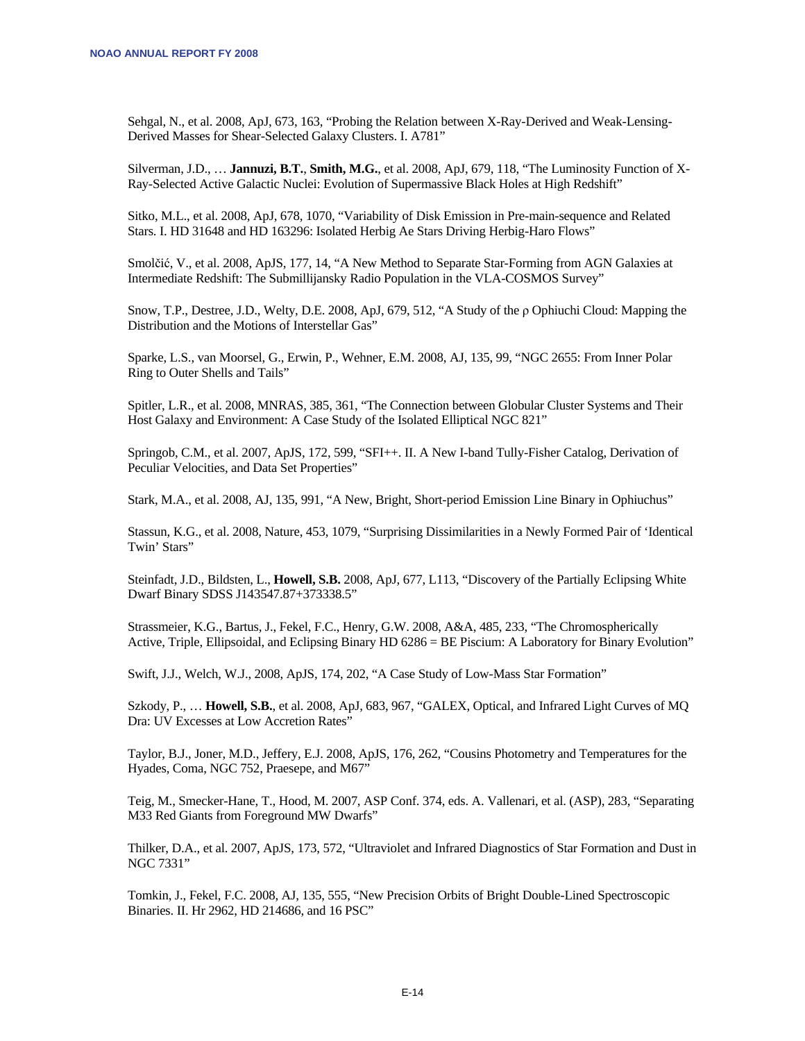Sehgal, N., et al. 2008, ApJ, 673, 163, “Probing the Relation between X-Ray-Derived and Weak-Lensing-Derived Masses for Shear-Selected Galaxy Clusters. I. A781”

Silverman, J.D., … **Jannuzi, B.T.**, **Smith, M.G.**, et al. 2008, ApJ, 679, 118, “The Luminosity Function of X-Ray-Selected Active Galactic Nuclei: Evolution of Supermassive Black Holes at High Redshift”

Sitko, M.L., et al. 2008, ApJ, 678, 1070, “Variability of Disk Emission in Pre-main-sequence and Related Stars. I. HD 31648 and HD 163296: Isolated Herbig Ae Stars Driving Herbig-Haro Flows”

Smolčić, V., et al. 2008, ApJS, 177, 14, “A New Method to Separate Star-Forming from AGN Galaxies at Intermediate Redshift: The Submillijansky Radio Population in the VLA-COSMOS Survey”

Snow, T.P., Destree, J.D., Welty, D.E. 2008, ApJ, 679, 512, “A Study of the ρ Ophiuchi Cloud: Mapping the Distribution and the Motions of Interstellar Gas”

Sparke, L.S., van Moorsel, G., Erwin, P., Wehner, E.M. 2008, AJ, 135, 99, “NGC 2655: From Inner Polar Ring to Outer Shells and Tails”

Spitler, L.R., et al. 2008, MNRAS, 385, 361, “The Connection between Globular Cluster Systems and Their Host Galaxy and Environment: A Case Study of the Isolated Elliptical NGC 821”

Springob, C.M., et al. 2007, ApJS, 172, 599, “SFI++. II. A New I-band Tully-Fisher Catalog, Derivation of Peculiar Velocities, and Data Set Properties”

Stark, M.A., et al. 2008, AJ, 135, 991, “A New, Bright, Short-period Emission Line Binary in Ophiuchus”

Stassun, K.G., et al. 2008, Nature, 453, 1079, “Surprising Dissimilarities in a Newly Formed Pair of ‘Identical Twin’ Stars”

Steinfadt, J.D., Bildsten, L., **Howell, S.B.** 2008, ApJ, 677, L113, “Discovery of the Partially Eclipsing White Dwarf Binary SDSS J143547.87+373338.5”

Strassmeier, K.G., Bartus, J., Fekel, F.C., Henry, G.W. 2008, A&A, 485, 233, “The Chromospherically Active, Triple, Ellipsoidal, and Eclipsing Binary HD 6286 = BE Piscium: A Laboratory for Binary Evolution”

Swift, J.J., Welch, W.J., 2008, ApJS, 174, 202, “A Case Study of Low-Mass Star Formation”

Szkody, P., … **Howell, S.B.**, et al. 2008, ApJ, 683, 967, “GALEX, Optical, and Infrared Light Curves of MQ Dra: UV Excesses at Low Accretion Rates”

Taylor, B.J., Joner, M.D., Jeffery, E.J. 2008, ApJS, 176, 262, “Cousins Photometry and Temperatures for the Hyades, Coma, NGC 752, Praesepe, and M67”

Teig, M., Smecker-Hane, T., Hood, M. 2007, ASP Conf. 374, eds. A. Vallenari, et al. (ASP), 283, “Separating M33 Red Giants from Foreground MW Dwarfs”

Thilker, D.A., et al. 2007, ApJS, 173, 572, “Ultraviolet and Infrared Diagnostics of Star Formation and Dust in NGC 7331”

Tomkin, J., Fekel, F.C. 2008, AJ, 135, 555, “New Precision Orbits of Bright Double-Lined Spectroscopic Binaries. II. Hr 2962, HD 214686, and 16 PSC”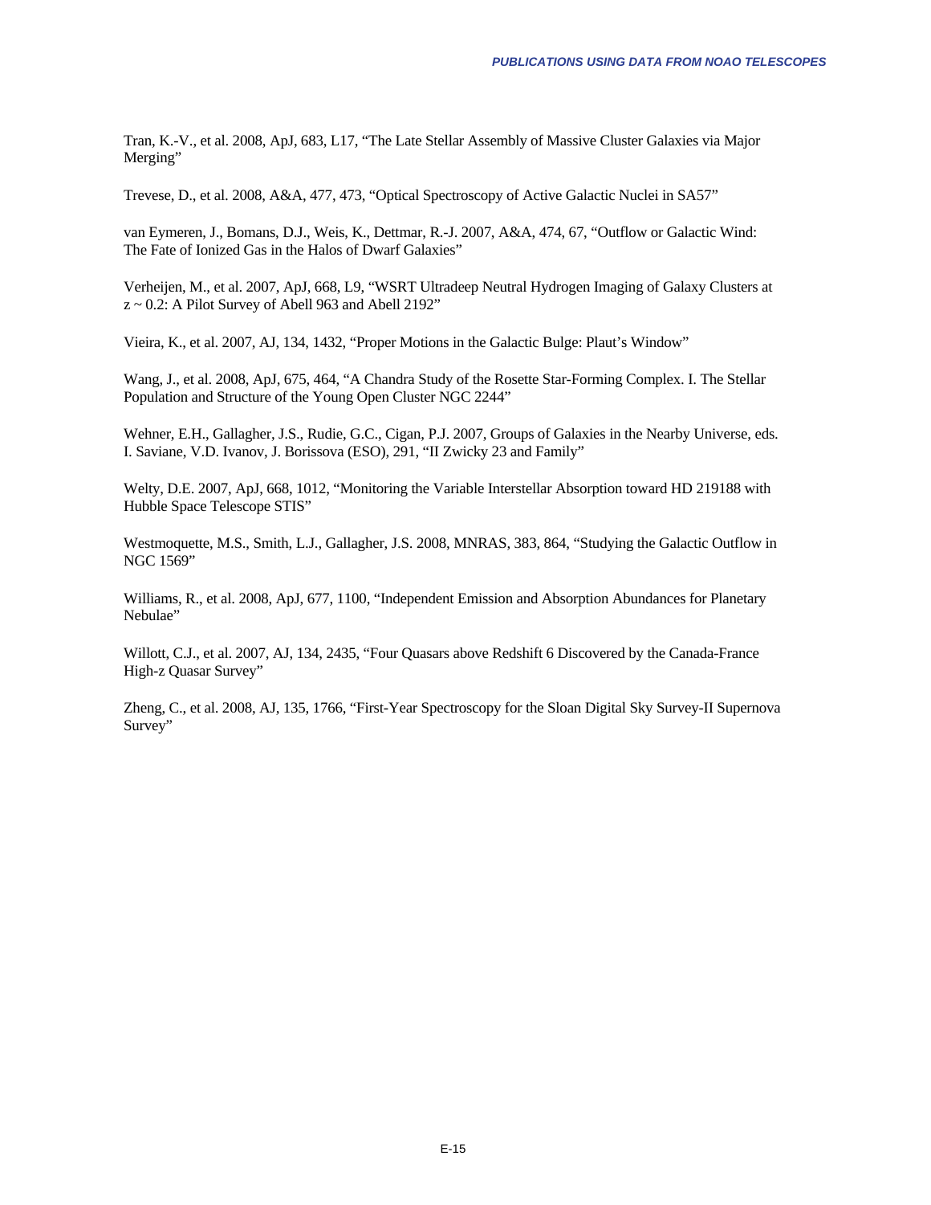Tran, K.-V., et al. 2008, ApJ, 683, L17, "The Late Stellar Assembly of Massive Cluster Galaxies via Major Merging"

Trevese, D., et al. 2008, A&A, 477, 473, "Optical Spectroscopy of Active Galactic Nuclei in SA57"

van Eymeren, J., Bomans, D.J., Weis, K., Dettmar, R.-J. 2007, A&A, 474, 67, "Outflow or Galactic Wind: The Fate of Ionized Gas in the Halos of Dwarf Galaxies"

Verheijen, M., et al. 2007, ApJ, 668, L9, "WSRT Ultradeep Neutral Hydrogen Imaging of Galaxy Clusters at z ~ 0.2: A Pilot Survey of Abell 963 and Abell 2192"

Vieira, K., et al. 2007, AJ, 134, 1432, "Proper Motions in the Galactic Bulge: Plaut's Window"

Wang, J., et al. 2008, ApJ, 675, 464, "A Chandra Study of the Rosette Star-Forming Complex. I. The Stellar Population and Structure of the Young Open Cluster NGC 2244"

Wehner, E.H., Gallagher, J.S., Rudie, G.C., Cigan, P.J. 2007, Groups of Galaxies in the Nearby Universe, eds. I. Saviane, V.D. Ivanov, J. Borissova (ESO), 291, "II Zwicky 23 and Family"

Welty, D.E. 2007, ApJ, 668, 1012, "Monitoring the Variable Interstellar Absorption toward HD 219188 with Hubble Space Telescope STIS"

Westmoquette, M.S., Smith, L.J., Gallagher, J.S. 2008, MNRAS, 383, 864, "Studying the Galactic Outflow in NGC 1569"

Williams, R., et al. 2008, ApJ, 677, 1100, "Independent Emission and Absorption Abundances for Planetary Nebulae"

Willott, C.J., et al. 2007, AJ, 134, 2435, "Four Quasars above Redshift 6 Discovered by the Canada-France High-z Quasar Survey"

Zheng, C., et al. 2008, AJ, 135, 1766, "First-Year Spectroscopy for the Sloan Digital Sky Survey-II Supernova Survey"